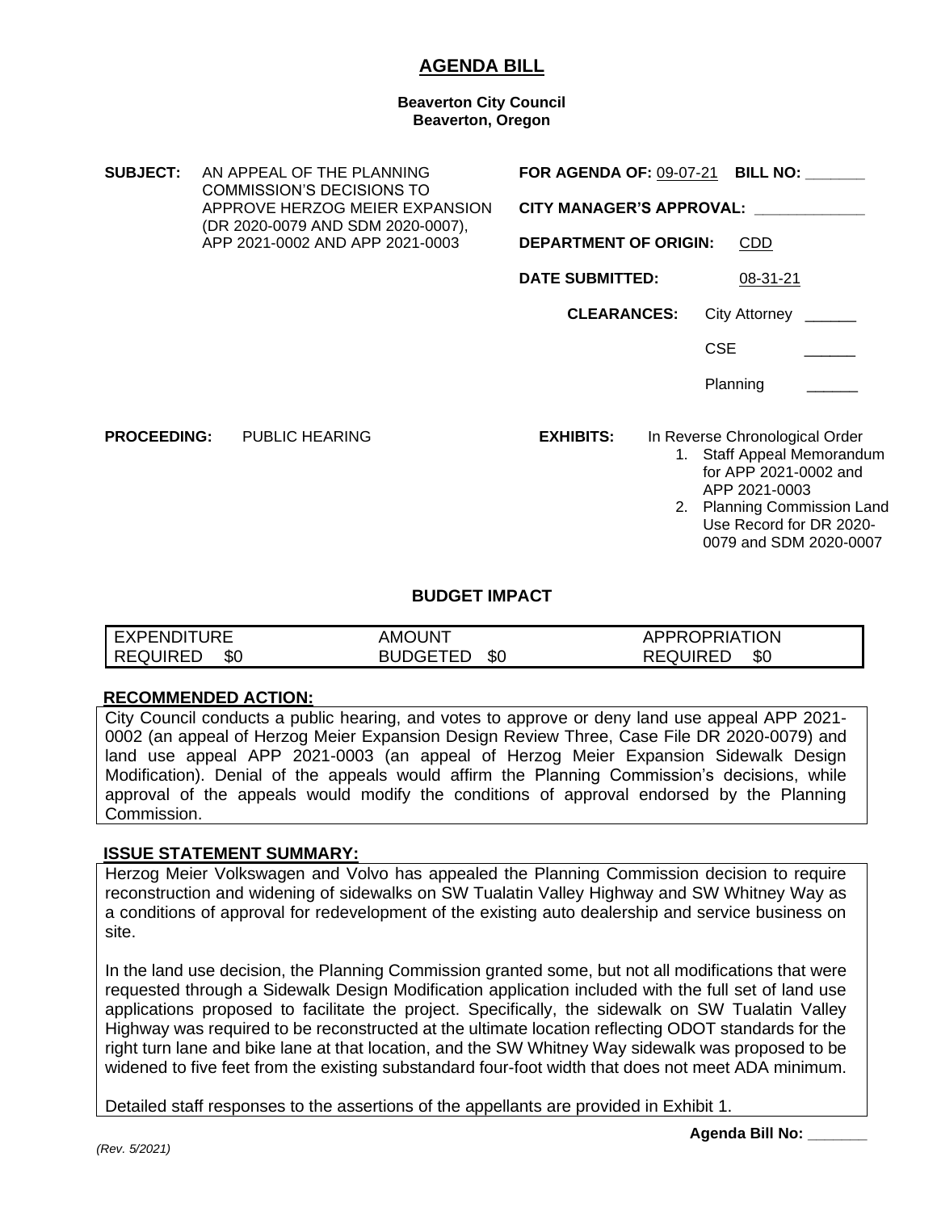# AGENDA BILL

**Beaverton City Council**
**Beaverton, Oregon**

**SUBJECT:** AN APPEAL OF THE PLANNING COMMISSION'S DECISIONS TO APPROVE HERZOG MEIER EXPANSION (DR 2020-0079 AND SDM 2020-0007), APP 2021-0002 AND APP 2021-0003

**FOR AGENDA OF:** 09-07-21 **BILL NO:** _______

**CITY MANAGER'S APPROVAL:** _____________

**DEPARTMENT OF ORIGIN:** CDD

**DATE SUBMITTED:** 08-31-21

**CLEARANCES:** City Attorney ______

CSE ______

Planning ______

**PROCEEDING:** PUBLIC HEARING

**EXHIBITS:** In Reverse Chronological Order

1. Staff Appeal Memorandum for APP 2021-0002 and APP 2021-0003
2. Planning Commission Land Use Record for DR 2020-0079 and SDM 2020-0007

## BUDGET IMPACT

| EXPENDITURE REQUIRED $0 | AMOUNT BUDGETED $0 | APPROPRIATION REQUIRED $0 |
|---|---|---|

### RECOMMENDED ACTION:

City Council conducts a public hearing, and votes to approve or deny land use appeal APP 2021-0002 (an appeal of Herzog Meier Expansion Design Review Three, Case File DR 2020-0079) and land use appeal APP 2021-0003 (an appeal of Herzog Meier Expansion Sidewalk Design Modification). Denial of the appeals would affirm the Planning Commission's decisions, while approval of the appeals would modify the conditions of approval endorsed by the Planning Commission.

### ISSUE STATEMENT SUMMARY:

Herzog Meier Volkswagen and Volvo has appealed the Planning Commission decision to require reconstruction and widening of sidewalks on SW Tualatin Valley Highway and SW Whitney Way as a conditions of approval for redevelopment of the existing auto dealership and service business on site.

In the land use decision, the Planning Commission granted some, but not all modifications that were requested through a Sidewalk Design Modification application included with the full set of land use applications proposed to facilitate the project. Specifically, the sidewalk on SW Tualatin Valley Highway was required to be reconstructed at the ultimate location reflecting ODOT standards for the right turn lane and bike lane at that location, and the SW Whitney Way sidewalk was proposed to be widened to five feet from the existing substandard four-foot width that does not meet ADA minimum.

Detailed staff responses to the assertions of the appellants are provided in Exhibit 1.

**Agenda Bill No:** _______

*(Rev. 5/2021)*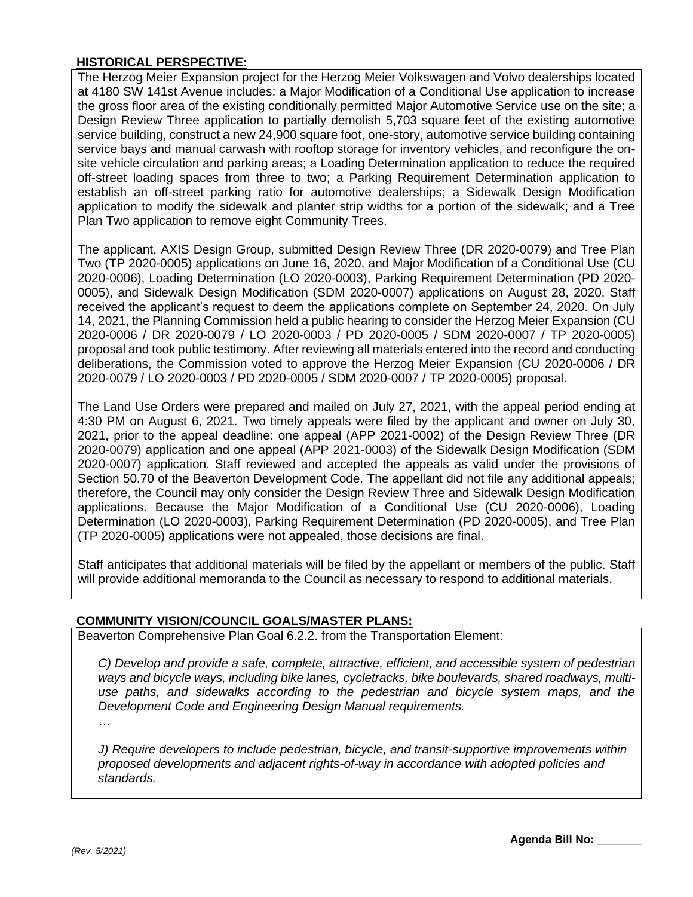**HISTORICAL PERSPECTIVE:**

The Herzog Meier Expansion project for the Herzog Meier Volkswagen and Volvo dealerships located at 4180 SW 141st Avenue includes: a Major Modification of a Conditional Use application to increase the gross floor area of the existing conditionally permitted Major Automotive Service use on the site; a Design Review Three application to partially demolish 5,703 square feet of the existing automotive service building, construct a new 24,900 square foot, one-story, automotive service building containing service bays and manual carwash with rooftop storage for inventory vehicles, and reconfigure the on-site vehicle circulation and parking areas; a Loading Determination application to reduce the required off-street loading spaces from three to two; a Parking Requirement Determination application to establish an off-street parking ratio for automotive dealerships; a Sidewalk Design Modification application to modify the sidewalk and planter strip widths for a portion of the sidewalk; and a Tree Plan Two application to remove eight Community Trees.

The applicant, AXIS Design Group, submitted Design Review Three (DR 2020-0079) and Tree Plan Two (TP 2020-0005) applications on June 16, 2020, and Major Modification of a Conditional Use (CU 2020-0006), Loading Determination (LO 2020-0003), Parking Requirement Determination (PD 2020-0005), and Sidewalk Design Modification (SDM 2020-0007) applications on August 28, 2020. Staff received the applicant's request to deem the applications complete on September 24, 2020. On July 14, 2021, the Planning Commission held a public hearing to consider the Herzog Meier Expansion (CU 2020-0006 / DR 2020-0079 / LO 2020-0003 / PD 2020-0005 / SDM 2020-0007 / TP 2020-0005) proposal and took public testimony. After reviewing all materials entered into the record and conducting deliberations, the Commission voted to approve the Herzog Meier Expansion (CU 2020-0006 / DR 2020-0079 / LO 2020-0003 / PD 2020-0005 / SDM 2020-0007 / TP 2020-0005) proposal.

The Land Use Orders were prepared and mailed on July 27, 2021, with the appeal period ending at 4:30 PM on August 6, 2021. Two timely appeals were filed by the applicant and owner on July 30, 2021, prior to the appeal deadline: one appeal (APP 2021-0002) of the Design Review Three (DR 2020-0079) application and one appeal (APP 2021-0003) of the Sidewalk Design Modification (SDM 2020-0007) application. Staff reviewed and accepted the appeals as valid under the provisions of Section 50.70 of the Beaverton Development Code. The appellant did not file any additional appeals; therefore, the Council may only consider the Design Review Three and Sidewalk Design Modification applications. Because the Major Modification of a Conditional Use (CU 2020-0006), Loading Determination (LO 2020-0003), Parking Requirement Determination (PD 2020-0005), and Tree Plan (TP 2020-0005) applications were not appealed, those decisions are final.

Staff anticipates that additional materials will be filed by the appellant or members of the public. Staff will provide additional memoranda to the Council as necessary to respond to additional materials.

**COMMUNITY VISION/COUNCIL GOALS/MASTER PLANS:**

Beaverton Comprehensive Plan Goal 6.2.2. from the Transportation Element:

*C) Develop and provide a safe, complete, attractive, efficient, and accessible system of pedestrian ways and bicycle ways, including bike lanes, cycletracks, bike boulevards, shared roadways, multi-use paths, and sidewalks according to the pedestrian and bicycle system maps, and the Development Code and Engineering Design Manual requirements.*

*…*

*J) Require developers to include pedestrian, bicycle, and transit-supportive improvements within proposed developments and adjacent rights-of-way in accordance with adopted policies and standards.*

**Agenda Bill No: _______**

*(Rev. 5/2021)*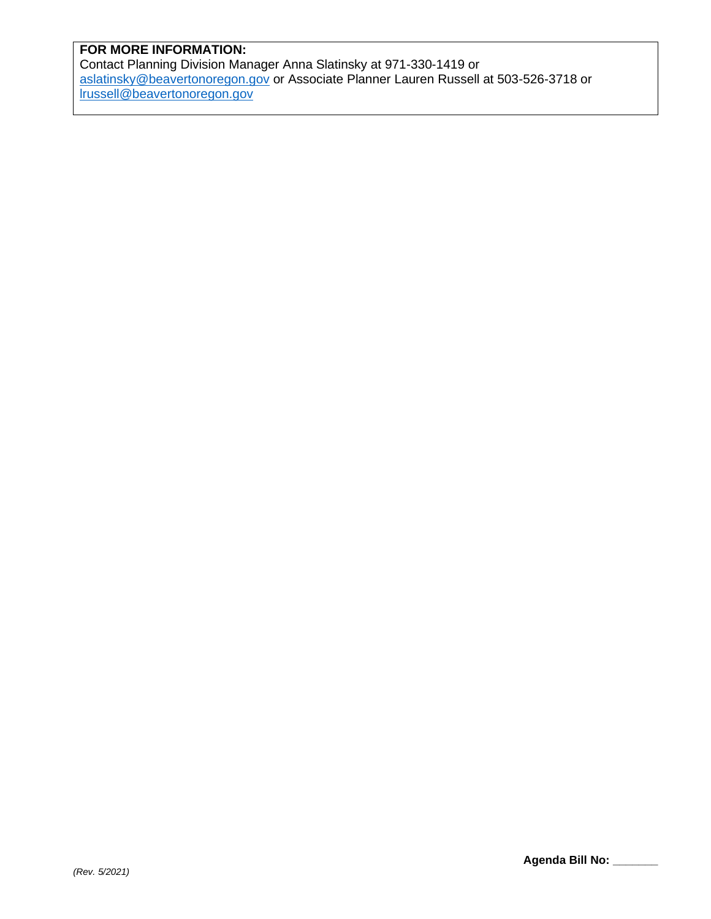**FOR MORE INFORMATION:**
Contact Planning Division Manager Anna Slatinsky at 971-330-1419 or aslatinsky@beavertonoregon.gov or Associate Planner Lauren Russell at 503-526-3718 or lrussell@beavertonoregon.gov

*(Rev. 5/2021)*

**Agenda Bill No: _______**